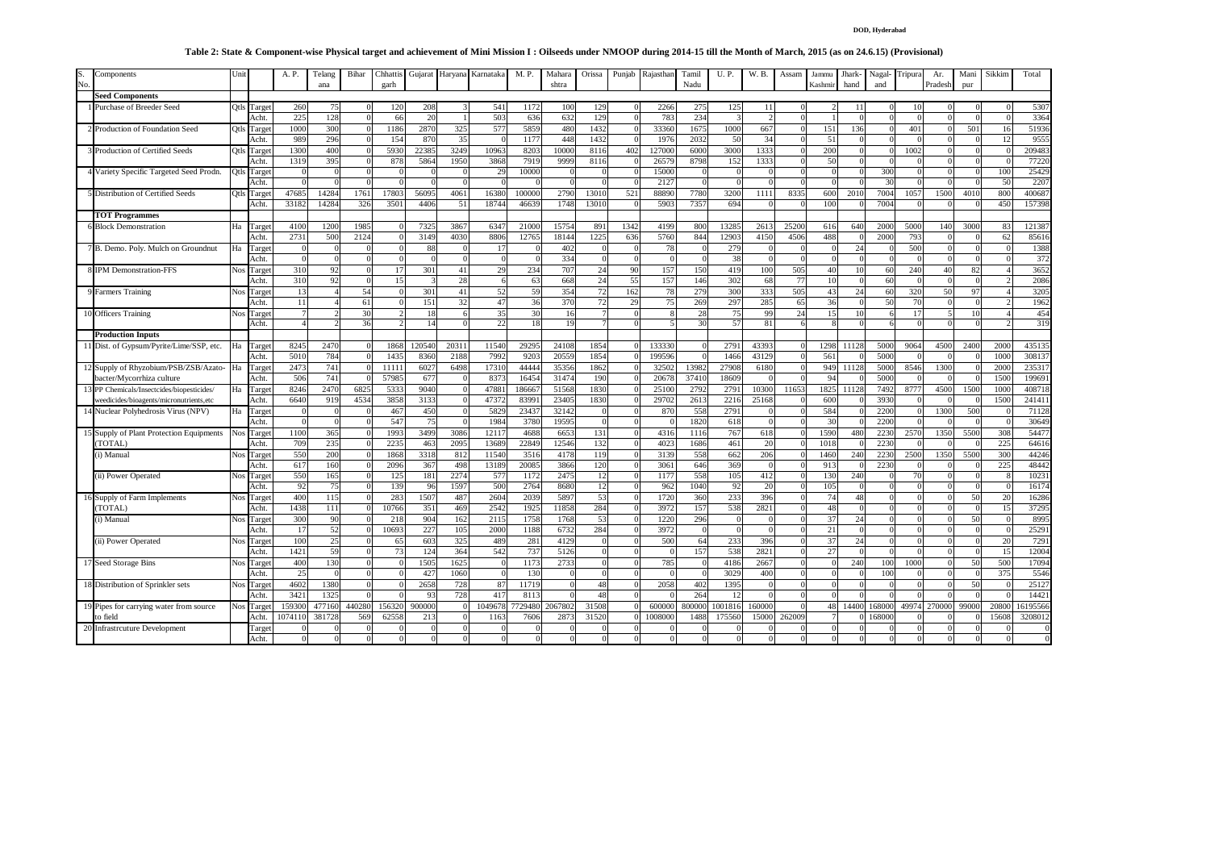DOD, Hyderabad

**Table 2: State & Component-wise Physical target and achievement of Mini Mission I : Oilseeds under NMOOP during 2014-15 till the Month of March, 2015 (as on 24.6.15) (Provisional)**

| S. No. | Components | Unit | | A. P. | Telangana | Bihar | Chhattisgarh | Gujarat | Haryana | Karnataka | M. P. | Maharashtra | Orissa | Punjab | Rajasthan | Tamil Nadu | U. P. | W. B. | Assam | Jammu Kashmir | Jharkhand | Nagaland | Tripura | Ar. Pradesh | Manipur | Sikkim | Total |
|---|---|---|---|---|---|---|---|---|---|---|---|---|---|---|---|---|---|---|---|---|---|---|---|---|---|---|---|
| | **Seed Components** | | | | | | | | | | | | | | | | | | | | | | | | | | |
| 1 | Purchase of Breeder Seed | Qtls | Target | 260 | 75 | 0 | 120 | 208 | 3 | 541 | 1172 | 100 | 129 | 0 | 2266 | 275 | 125 | 11 | 0 | 2 | 11 | 0 | 10 | 0 | 0 | 0 | 5307 |
| | | | Acht. | 225 | 128 | 0 | 66 | 20 | 1 | 503 | 636 | 632 | 129 | 0 | 783 | 234 | 3 | 2 | 0 | 1 | 0 | 0 | 0 | 0 | 0 | 0 | 3364 |
| 2 | Production of Foundation Seed | Qtls | Target | 1000 | 300 | 0 | 1186 | 2870 | 325 | 577 | 5859 | 480 | 1432 | 0 | 33360 | 1675 | 1000 | 667 | 0 | 151 | 136 | 0 | 401 | 0 | 501 | 16 | 51936 |
| | | | Acht. | 989 | 296 | 0 | 154 | 870 | 35 | 0 | 1177 | 448 | 1432 | 0 | 1976 | 2032 | 50 | 34 | 0 | 51 | 0 | 0 | 0 | 0 | 0 | 12 | 9555 |
| 3 | Production of Certified Seeds | Qtls | Target | 1300 | 400 | 0 | 5930 | 22385 | 3249 | 10963 | 8203 | 10000 | 8116 | 402 | 127000 | 6000 | 3000 | 1333 | 0 | 200 | 0 | 0 | 1002 | 0 | 0 | 0 | 209483 |
| | | | Acht. | 1319 | 395 | 0 | 878 | 5864 | 1950 | 3868 | 7919 | 9999 | 8116 | 0 | 26579 | 8798 | 152 | 1333 | 0 | 50 | 0 | 0 | 0 | 0 | 0 | 0 | 77220 |
| 4 | Variety Specific Targeted Seed Prodn. | Qtls | Target | 0 | 0 | 0 | 0 | 0 | 0 | 29 | 10000 | 0 | 0 | 0 | 15000 | 0 | 0 | 0 | 0 | 0 | 0 | 300 | 0 | 0 | 0 | 100 | 25429 |
| | | | Acht. | 0 | 0 | 0 | 0 | 0 | 0 | 0 | 0 | 0 | 0 | 0 | 2127 | 0 | 0 | 0 | 0 | 0 | 0 | 30 | 0 | 0 | 0 | 50 | 2207 |
| 5 | Distribution of Certified Seeds | Qtls | Target | 47685 | 14284 | 1761 | 17803 | 56095 | 4061 | 16380 | 100000 | 2790 | 13010 | 521 | 88890 | 7780 | 3200 | 1111 | 8335 | 600 | 2010 | 7004 | 1057 | 1500 | 4010 | 800 | 400687 |
| | | | Acht. | 33182 | 14284 | 326 | 3501 | 4406 | 51 | 18744 | 46639 | 1748 | 13010 | 0 | 5903 | 7357 | 694 | 0 | 0 | 100 | 0 | 7004 | 0 | 0 | 0 | 450 | 157398 |
| | **TOT Programmes** | | | | | | | | | | | | | | | | | | | | | | | | | | |
| 6 | Block Demonstration | Ha | Target | 4100 | 1200 | 1985 | 0 | 7325 | 3867 | 6347 | 21000 | 15754 | 891 | 1342 | 4199 | 800 | 13285 | 2613 | 25200 | 616 | 640 | 2000 | 5000 | 140 | 3000 | 83 | 121387 |
| | | | Acht. | 2731 | 500 | 2124 | 0 | 3149 | 4030 | 8806 | 12765 | 18144 | 1225 | 636 | 5760 | 844 | 12903 | 4150 | 4506 | 488 | 0 | 2000 | 793 | 0 | 0 | 62 | 85616 |
| 7 | B. Demo. Poly. Mulch on Groundnut | Ha | Target | 0 | 0 | 0 | 0 | 88 | 0 | 17 | 0 | 402 | 0 | 0 | 78 | 0 | 279 | 0 | 0 | 0 | 24 | 0 | 500 | 0 | 0 | 0 | 1388 |
| | | | Acht. | 0 | 0 | 0 | 0 | 0 | 0 | 0 | 0 | 334 | 0 | 0 | 0 | 0 | 38 | 0 | 0 | 0 | 0 | 0 | 0 | 0 | 0 | 0 | 372 |
| 8 | IPM Demonstration-FFS | Nos | Target | 310 | 92 | 0 | 17 | 301 | 41 | 29 | 234 | 707 | 24 | 90 | 157 | 150 | 419 | 100 | 505 | 40 | 10 | 60 | 240 | 40 | 82 | 4 | 3652 |
| | | | Acht. | 310 | 92 | 0 | 15 | 3 | 28 | 6 | 63 | 668 | 24 | 55 | 157 | 146 | 302 | 68 | 77 | 10 | 0 | 60 | 0 | 0 | 0 | 2 | 2086 |
| 9 | Farmers Training | Nos | Target | 13 | 4 | 54 | 0 | 301 | 41 | 52 | 59 | 354 | 72 | 162 | 78 | 279 | 300 | 333 | 505 | 43 | 24 | 60 | 320 | 50 | 97 | 4 | 3205 |
| | | | Acht. | 11 | 4 | 61 | 0 | 151 | 32 | 47 | 36 | 370 | 72 | 29 | 75 | 269 | 297 | 285 | 65 | 36 | 0 | 50 | 70 | 0 | 0 | 2 | 1962 |
| 10 | Officers Training | Nos | Target | 7 | 2 | 30 | 2 | 18 | 6 | 35 | 30 | 16 | 7 | 0 | 8 | 28 | 75 | 99 | 24 | 15 | 10 | 6 | 17 | 5 | 10 | 4 | 454 |
| | | | Acht. | 4 | 2 | 36 | 2 | 14 | 0 | 22 | 18 | 19 | 7 | 0 | 5 | 30 | 57 | 81 | 6 | 8 | 0 | 6 | 0 | 0 | 0 | 2 | 319 |
| | **Production Inputs** | | | | | | | | | | | | | | | | | | | | | | | | | | |
| 11 | Dist. of Gypsum/Pyrite/Lime/SSP, etc. | Ha | Target | 8245 | 2470 | 0 | 1868 | 120540 | 20311 | 11540 | 29295 | 24108 | 1854 | 0 | 133330 | 0 | 2791 | 43393 | 0 | 1298 | 11128 | 5000 | 9064 | 4500 | 2400 | 2000 | 435135 |
| | | | Acht. | 5010 | 784 | 0 | 1435 | 8360 | 2188 | 7992 | 9203 | 20559 | 1854 | 0 | 199596 | 0 | 1466 | 43129 | 0 | 561 | 0 | 5000 | 0 | 0 | 0 | 1000 | 308137 |
| 12 | Supply of Rhyzobium/PSB/ZSB/Azato-bacter/Mycorrhiza culture | Ha | Target | 2473 | 741 | 0 | 11111 | 6027 | 6498 | 17310 | 44444 | 35356 | 1862 | 0 | 32502 | 13982 | 27908 | 6180 | 0 | 949 | 11128 | 5000 | 8546 | 1300 | 0 | 2000 | 235317 |
| | | | Acht. | 506 | 741 | 0 | 57985 | 677 | 0 | 8373 | 16454 | 31474 | 190 | 0 | 20678 | 37410 | 18609 | 0 | 0 | 94 | 0 | 5000 | 0 | 0 | 0 | 1500 | 199691 |
| 13 | PP Chemicals/Insectcides/biopesticides/weedicides/bioagents/micronutrients,etc | Ha | Target | 8246 | 2470 | 6825 | 5333 | 9040 | 0 | 47881 | 186667 | 51568 | 1830 | 0 | 25100 | 2792 | 2791 | 10300 | 11653 | 1825 | 11128 | 7492 | 8777 | 4500 | 1500 | 1000 | 408718 |
| | | | Acht. | 6640 | 919 | 4534 | 3858 | 3133 | 0 | 47372 | 83991 | 23405 | 1830 | 0 | 29702 | 2613 | 2216 | 25168 | 0 | 600 | 0 | 3930 | 0 | 0 | 0 | 1500 | 241411 |
| 14 | Nuclear Polyhedrosis Virus (NPV) | Ha | Target | 0 | 0 | 0 | 467 | 450 | 0 | 5829 | 23437 | 32142 | 0 | 0 | 870 | 558 | 2791 | 0 | 0 | 584 | 0 | 2200 | 0 | 1300 | 500 | 0 | 71128 |
| | | | Acht. | 0 | 0 | 0 | 547 | 75 | 0 | 1984 | 3780 | 19595 | 0 | 0 | 0 | 1820 | 618 | 0 | 0 | 30 | 0 | 2200 | 0 | 0 | 0 | 0 | 30649 |
| 15 | Supply of Plant Protection Equipments (TOTAL) | Nos | Target | 1100 | 365 | 0 | 1993 | 3499 | 3086 | 12117 | 4688 | 6653 | 131 | 0 | 4316 | 1116 | 767 | 618 | 0 | 1590 | 480 | 2230 | 2570 | 1350 | 5500 | 308 | 54477 |
| | | | Acht. | 709 | 235 | 0 | 2235 | 463 | 2095 | 13689 | 22849 | 12546 | 132 | 0 | 4023 | 1686 | 461 | 20 | 0 | 1018 | 0 | 2230 | 0 | 0 | 0 | 225 | 64616 |
| | (i) Manual | Nos | Target | 550 | 200 | 0 | 1868 | 3318 | 812 | 11540 | 3516 | 4178 | 119 | 0 | 3139 | 558 | 662 | 206 | 0 | 1460 | 240 | 2230 | 2500 | 1350 | 5500 | 300 | 44246 |
| | | | Acht. | 617 | 160 | 0 | 2096 | 367 | 498 | 13189 | 20085 | 3866 | 120 | 0 | 3061 | 646 | 369 | 0 | 0 | 913 | 0 | 2230 | 0 | 0 | 0 | 225 | 48442 |
| | (ii) Power Operated | Nos | Target | 550 | 165 | 0 | 125 | 181 | 2274 | 577 | 1172 | 2475 | 12 | 0 | 1177 | 558 | 105 | 412 | 0 | 130 | 240 | 0 | 70 | 0 | 0 | 8 | 10231 |
| | | | Acht. | 92 | 75 | 0 | 139 | 96 | 1597 | 500 | 2764 | 8680 | 12 | 0 | 962 | 1040 | 92 | 20 | 0 | 105 | 0 | 0 | 0 | 0 | 0 | 0 | 16174 |
| 16 | Supply of Farm Implements (TOTAL) | Nos | Target | 400 | 115 | 0 | 283 | 1507 | 487 | 2604 | 2039 | 5897 | 53 | 0 | 1720 | 360 | 233 | 396 | 0 | 74 | 48 | 0 | 0 | 0 | 50 | 20 | 16286 |
| | | | Acht. | 1438 | 111 | 0 | 10766 | 351 | 469 | 2542 | 1925 | 11858 | 284 | 0 | 3972 | 157 | 538 | 2821 | 0 | 48 | 0 | 0 | 0 | 0 | 0 | 15 | 37295 |
| | (i) Manual | Nos | Target | 300 | 90 | 0 | 218 | 904 | 162 | 2115 | 1758 | 1768 | 53 | 0 | 1220 | 296 | 0 | 0 | 0 | 37 | 24 | 0 | 0 | 0 | 50 | 0 | 8995 |
| | | | Acht. | 17 | 52 | 0 | 10693 | 227 | 105 | 2000 | 1188 | 6732 | 284 | 0 | 3972 | 0 | 0 | 0 | 0 | 21 | 0 | 0 | 0 | 0 | 0 | 0 | 25291 |
| | (ii) Power Operated | Nos | Target | 100 | 25 | 0 | 65 | 603 | 325 | 489 | 281 | 4129 | 0 | 0 | 500 | 64 | 233 | 396 | 0 | 37 | 24 | 0 | 0 | 0 | 0 | 20 | 7291 |
| | | | Acht. | 1421 | 59 | 0 | 73 | 124 | 364 | 542 | 737 | 5126 | 0 | 0 | 0 | 157 | 538 | 2821 | 0 | 27 | 0 | 0 | 0 | 0 | 0 | 15 | 12004 |
| 17 | Seed Storage Bins | Nos | Target | 400 | 130 | 0 | 0 | 1505 | 1625 | 0 | 1173 | 2733 | 0 | 0 | 785 | 0 | 4186 | 2667 | 0 | 0 | 240 | 100 | 1000 | 0 | 50 | 500 | 17094 |
| | | | Acht. | 25 | 0 | 0 | 0 | 427 | 1060 | 0 | 130 | 0 | 0 | 0 | 0 | 0 | 3029 | 400 | 0 | 0 | 0 | 100 | 0 | 0 | 0 | 375 | 5546 |
| 18 | Distribution of Sprinkler sets | Nos | Target | 4602 | 1380 | 0 | 0 | 2658 | 728 | 87 | 11719 | 0 | 48 | 0 | 2058 | 402 | 1395 | 0 | 0 | 0 | 0 | 0 | 0 | 0 | 50 | 0 | 25127 |
| | | | Acht. | 3421 | 1325 | 0 | 0 | 93 | 728 | 417 | 8113 | 0 | 48 | 0 | 0 | 264 | 12 | 0 | 0 | 0 | 0 | 0 | 0 | 0 | 0 | 0 | 14421 |
| 19 | Pipes for carrying water from source to field | Nos | Target | 159300 | 477160 | 440280 | 156320 | 900000 | 0 | 1049678 | 7729480 | 2067802 | 31508 | 0 | 600000 | 800000 | 1001816 | 160000 | 0 | 48 | 14400 | 168000 | 49974 | 270000 | 99000 | 20800 | 16195566 |
| | | | Acht. | 1074110 | 381728 | 569 | 62558 | 213 | 0 | 1163 | 7606 | 2873 | 31520 | 0 | 1008000 | 1488 | 175560 | 15000 | 262009 | 7 | 0 | 168000 | 0 | 0 | 0 | 15608 | 3208012 |
| 20 | Infrastrcuture Development | | Target | 0 | 0 | 0 | 0 | 0 | 0 | 0 | 0 | 0 | 0 | 0 | 0 | 0 | 0 | 0 | 0 | 0 | 0 | 0 | 0 | 0 | 0 | 0 | 0 |
| | | | Acht. | 0 | 0 | 0 | 0 | 0 | 0 | 0 | 0 | 0 | 0 | 0 | 0 | 0 | 0 | 0 | 0 | 0 | 0 | 0 | 0 | 0 | 0 | 0 | 0 |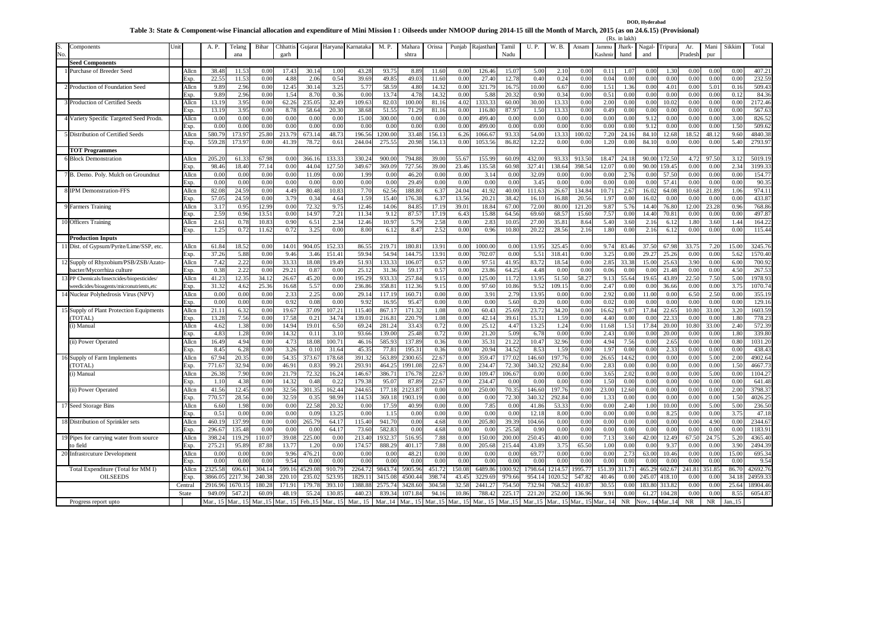DOD, Hyderabad

**Table 3: State & Component-wise Financial allocation and expenditure of Mini Mission I : Oilseeds under NMOOP during 2014-15 till the Month of March, 2015 (as on 24.6.15) (Provisional)**

(Rs. in lakh)

| S. No. | Components | Unit | | A. P. | Telangana | Bihar | Chhattisgarh | Gujarat | Haryana | Karnataka | M. P. | Maharashtra | Orissa | Punjab | Rajasthan | Tamil Nadu | U. P. | W. B. | Assam | Jammu Kashmir | Jharkhand | Nagaland | Tripura | Ar. Pradesh | Manipur | Sikkim | Total |
|---|---|---|---|---|---|---|---|---|---|---|---|---|---|---|---|---|---|---|---|---|---|---|---|---|---|---|---|
| | **Seed Components** | | | | | | | | | | | | | | | | | | | | | | | | | | |
| 1 | Purchase of Breeder Seed | | Allcn | 38.48 | 11.53 | 0.00 | 17.43 | 30.14 | 1.00 | 43.28 | 93.75 | 8.89 | 11.60 | 0.00 | 126.46 | 15.07 | 5.00 | 2.10 | 0.00 | 0.11 | 1.07 | 0.00 | 1.30 | 0.00 | 0.00 | 0.00 | 407.21 |
| | | | Exp. | 22.55 | 11.53 | 0.00 | 4.88 | 2.06 | 0.54 | 39.69 | 49.85 | 49.03 | 11.60 | 0.00 | 27.40 | 12.78 | 0.40 | 0.24 | 0.00 | 0.04 | 0.00 | 0.00 | 0.00 | 0.00 | 0.00 | 0.00 | 232.59 |
| 2 | Production of Foundation Seed | | Allcn | 9.89 | 2.96 | 0.00 | 12.45 | 30.14 | 3.25 | 5.77 | 58.59 | 4.80 | 14.32 | 0.00 | 321.79 | 16.75 | 10.00 | 6.67 | 0.00 | 1.51 | 1.36 | 0.00 | 4.01 | 0.00 | 5.01 | 0.16 | 509.43 |
| | | | Exp. | 9.89 | 2.96 | 0.00 | 1.54 | 8.70 | 0.36 | 0.00 | 13.74 | 4.78 | 14.32 | 0.00 | 5.88 | 20.32 | 0.90 | 0.34 | 0.00 | 0.51 | 0.00 | 0.00 | 0.00 | 0.00 | 0.00 | 0.12 | 84.36 |
| 3 | Production of Certified Seeds | | Allcn | 13.19 | 3.95 | 0.00 | 62.26 | 235.05 | 32.49 | 109.63 | 82.03 | 100.00 | 81.16 | 4.02 | 1333.33 | 60.00 | 30.00 | 13.33 | 0.00 | 2.00 | 0.00 | 0.00 | 10.02 | 0.00 | 0.00 | 0.00 | 2172.46 |
| | | | Exp. | 13.19 | 3.95 | 0.00 | 8.78 | 58.64 | 20.30 | 38.68 | 51.55 | 71.29 | 81.16 | 0.00 | 116.80 | 87.97 | 1.50 | 13.33 | 0.00 | 0.49 | 0.00 | 0.00 | 0.00 | 0.00 | 0.00 | 0.00 | 567.63 |
| 4 | Variety Specific Targeted Seed Prodn. | | Allcn | 0.00 | 0.00 | 0.00 | 0.00 | 0.00 | 0.00 | 15.00 | 300.00 | 0.00 | 0.00 | 0.00 | 499.40 | 0.00 | 0.00 | 0.00 | 0.00 | 0.00 | 0.00 | 9.12 | 0.00 | 0.00 | 0.00 | 3.00 | 826.52 |
| | | | Exp. | 0.00 | 0.00 | 0.00 | 0.00 | 0.00 | 0.00 | 0.00 | 0.00 | 0.00 | 0.00 | 0.00 | 499.00 | 0.00 | 0.00 | 0.00 | 0.00 | 0.00 | 0.00 | 9.12 | 0.00 | 0.00 | 0.00 | 1.50 | 509.62 |
| 5 | Distribution of Certified Seeds | | Allcn | 580.79 | 173.97 | 25.80 | 213.79 | 673.14 | 48.73 | 196.56 | 1200.00 | 33.48 | 156.13 | 6.26 | 1066.67 | 93.33 | 54.00 | 13.33 | 100.02 | 7.20 | 24.16 | 84.10 | 12.68 | 18.52 | 48.12 | 9.60 | 4840.38 |
| | | | Exp. | 559.28 | 173.97 | 0.00 | 41.39 | 78.72 | 0.61 | 244.04 | 275.55 | 20.98 | 156.13 | 0.00 | 1053.56 | 86.82 | 12.22 | 0.00 | 0.00 | 1.20 | 0.00 | 84.10 | 0.00 | 0.00 | 0.00 | 5.40 | 2793.97 |
| | **TOT Programmes** | | | | | | | | | | | | | | | | | | | | | | | | | | |
| 6 | Block Demonstration | | Allcn | 205.20 | 61.33 | 67.98 | 0.00 | 366.16 | 133.33 | 330.24 | 900.00 | 794.88 | 39.00 | 55.67 | 155.99 | 60.09 | 432.00 | 93.33 | 913.50 | 18.47 | 24.18 | 90.00 | 172.50 | 4.72 | 97.50 | 3.12 | 5019.19 |
| | | | Exp. | 98.46 | 18.40 | 77.14 | 0.00 | 44.04 | 127.50 | 349.67 | 369.09 | 727.56 | 39.00 | 23.46 | 135.58 | 60.98 | 327.41 | 138.64 | 398.54 | 12.07 | 0.00 | 90.00 | 159.45 | 0.00 | 0.00 | 2.34 | 3199.33 |
| 7 | B. Demo. Poly. Mulch on Groundnut | | Allcn | 0.00 | 0.00 | 0.00 | 0.00 | 11.09 | 0.00 | 1.99 | 0.00 | 46.20 | 0.00 | 0.00 | 3.14 | 0.00 | 32.09 | 0.00 | 0.00 | 0.00 | 2.76 | 0.00 | 57.50 | 0.00 | 0.00 | 0.00 | 154.77 |
| | | | Exp. | 0.00 | 0.00 | 0.00 | 0.00 | 0.00 | 0.00 | 0.00 | 0.00 | 29.49 | 0.00 | 0.00 | 3.45 | 0.00 | 0.00 | 0.00 | 0.00 | 0.00 | 0.00 | 0.00 | 57.41 | 0.00 | 0.00 | 0.00 | 90.35 |
| 8 | IPM Demonstration-FFS | | Allcn | 82.08 | 24.59 | 0.00 | 4.49 | 80.48 | 10.83 | 7.70 | 62.56 | 188.80 | 6.37 | 24.04 | 41.92 | 40.00 | 111.63 | 26.67 | 134.84 | 10.71 | 2.67 | 16.02 | 64.08 | 10.68 | 21.89 | 1.06 | 974.11 |
| | | | Exp. | 57.05 | 24.59 | 0.00 | 3.79 | 0.34 | 4.64 | 1.59 | 15.40 | 176.38 | 6.37 | 13.56 | 20.21 | 38.42 | 16.10 | 16.88 | 20.56 | 1.97 | 0.00 | 16.02 | 0.00 | 0.00 | 0.00 | 0.00 | 433.87 |
| 9 | Farmers Training | | Allcn | 3.17 | 0.95 | 12.99 | 0.00 | 72.32 | 9.75 | 12.46 | 14.06 | 84.85 | 17.19 | 39.01 | 18.84 | 67.00 | 72.00 | 80.00 | 121.20 | 9.87 | 5.76 | 14.40 | 76.80 | 12.00 | 23.28 | 0.96 | 768.86 |
| | | | Exp. | 2.59 | 0.96 | 13.51 | 0.00 | 14.97 | 7.21 | 11.34 | 9.12 | 87.57 | 17.19 | 6.43 | 15.88 | 64.56 | 69.60 | 68.57 | 15.60 | 7.57 | 0.00 | 14.40 | 70.81 | 0.00 | 0.00 | 0.00 | 497.87 |
| 10 | Officers Training | | Allcn | 2.61 | 0.78 | 10.83 | 0.90 | 6.51 | 2.34 | 12.46 | 10.97 | 5.79 | 2.58 | 0.00 | 2.83 | 10.05 | 27.00 | 35.81 | 8.64 | 5.40 | 3.60 | 2.16 | 6.12 | 1.80 | 3.60 | 1.44 | 164.22 |
| | | | Exp. | 1.25 | 0.72 | 11.62 | 0.72 | 3.25 | 0.00 | 8.00 | 6.12 | 8.47 | 2.52 | 0.00 | 0.96 | 10.80 | 20.22 | 28.56 | 2.16 | 1.80 | 0.00 | 2.16 | 6.12 | 0.00 | 0.00 | 0.00 | 115.44 |
| | **Production Inputs** | | | | | | | | | | | | | | | | | | | | | | | | | | |
| 11 | Dist. of Gypsum/Pyrite/Lime/SSP, etc. | | Allcn | 61.84 | 18.52 | 0.00 | 14.01 | 904.05 | 152.33 | 86.55 | 219.71 | 180.81 | 13.91 | 0.00 | 1000.00 | 0.00 | 13.95 | 325.45 | 0.00 | 9.74 | 83.46 | 37.50 | 67.98 | 33.75 | 7.20 | 15.00 | 3245.76 |
| | | | Exp. | 37.26 | 5.88 | 0.00 | 9.46 | 3.46 | 151.41 | 59.94 | 54.94 | 144.75 | 13.91 | 0.00 | 702.07 | 0.00 | 5.51 | 318.41 | 0.00 | 3.25 | 0.00 | 29.27 | 25.26 | 0.00 | 0.00 | 5.62 | 1570.40 |
| 12 | Supply of Rhyzobium/PSB/ZSB/Azato-bacter/Mycorrhiza culture | | Allcn | 7.42 | 2.22 | 0.00 | 33.33 | 18.08 | 19.49 | 51.93 | 133.33 | 106.07 | 0.57 | 0.00 | 97.51 | 41.95 | 83.72 | 18.54 | 0.00 | 2.85 | 33.38 | 15.00 | 25.63 | 3.90 | 0.00 | 6.00 | 700.92 |
| | | | Exp. | 0.38 | 2.22 | 0.00 | 29.21 | 0.87 | 0.00 | 25.12 | 31.36 | 59.17 | 0.57 | 0.00 | 23.86 | 64.25 | 4.48 | 0.00 | 0.00 | 0.06 | 0.00 | 0.00 | 21.48 | 0.00 | 0.00 | 4.50 | 267.53 |
| 13 | PP Chemicals/Insectcides/biopesticides/weedicides/bioagents/micronutrients,etc | | Allcn | 41.23 | 12.35 | 34.12 | 26.67 | 45.20 | 0.00 | 195.29 | 933.33 | 257.84 | 9.15 | 0.00 | 125.00 | 11.72 | 13.95 | 51.50 | 58.27 | 9.13 | 55.64 | 19.65 | 43.89 | 22.50 | 7.50 | 5.00 | 1978.93 |
| | | | Exp. | 31.32 | 4.62 | 25.36 | 16.68 | 5.57 | 0.00 | 236.86 | 358.81 | 112.36 | 9.15 | 0.00 | 97.60 | 10.86 | 9.52 | 109.15 | 0.00 | 2.47 | 0.00 | 0.00 | 36.66 | 0.00 | 0.00 | 3.75 | 1070.74 |
| 14 | Nuclear Polyhedrosis Virus (NPV) | | Allcn | 0.00 | 0.00 | 0.00 | 2.33 | 2.25 | 0.00 | 29.14 | 117.19 | 160.71 | 0.00 | 0.00 | 3.91 | 2.79 | 13.95 | 0.00 | 0.00 | 2.92 | 0.00 | 11.00 | 0.00 | 6.50 | 2.50 | 0.00 | 355.19 |
| | | | Exp. | 0.00 | 0.00 | 0.00 | 0.92 | 0.08 | 0.00 | 9.92 | 16.95 | 95.47 | 0.00 | 0.00 | 0.00 | 5.60 | 0.20 | 0.00 | 0.00 | 0.02 | 0.00 | 0.00 | 0.00 | 0.00 | 0.00 | 0.00 | 129.16 |
| 15 | Supply of Plant Protection Equipments (TOTAL) | | Allcn | 21.11 | 6.32 | 0.00 | 19.67 | 37.09 | 107.21 | 115.40 | 867.17 | 171.32 | 1.08 | 0.00 | 60.43 | 25.69 | 23.72 | 34.20 | 0.00 | 16.62 | 9.07 | 17.84 | 22.65 | 10.80 | 33.00 | 3.20 | 1603.59 |
| | | | Exp. | 13.28 | 7.56 | 0.00 | 17.58 | 0.21 | 34.74 | 139.01 | 216.81 | 220.79 | 1.08 | 0.00 | 42.14 | 39.61 | 15.31 | 1.59 | 0.00 | 4.40 | 0.00 | 0.00 | 22.33 | 0.00 | 0.00 | 1.80 | 778.23 |
| | (i) Manual | | Allcn | 4.62 | 1.38 | 0.00 | 14.94 | 19.01 | 6.50 | 69.24 | 281.24 | 33.43 | 0.72 | 0.00 | 25.12 | 4.47 | 13.25 | 1.24 | 0.00 | 11.68 | 1.51 | 17.84 | 20.00 | 10.80 | 33.00 | 2.40 | 572.39 |
| | | | Exp. | 4.83 | 1.28 | 0.00 | 14.32 | 0.11 | 3.10 | 93.66 | 139.00 | 25.48 | 0.72 | 0.00 | 21.20 | 5.09 | 6.78 | 0.00 | 0.00 | 2.43 | 0.00 | 0.00 | 20.00 | 0.00 | 0.00 | 1.80 | 339.80 |
| | (ii) Power Operated | | Allcn | 16.49 | 4.94 | 0.00 | 4.73 | 18.08 | 100.71 | 46.16 | 585.93 | 137.89 | 0.36 | 0.00 | 35.31 | 21.22 | 10.47 | 32.96 | 0.00 | 4.94 | 7.56 | 0.00 | 2.65 | 0.00 | 0.00 | 0.80 | 1031.20 |
| | | | Exp. | 8.45 | 6.28 | 0.00 | 3.26 | 0.10 | 31.64 | 45.35 | 77.81 | 195.31 | 0.36 | 0.00 | 20.94 | 34.52 | 8.53 | 1.59 | 0.00 | 1.97 | 0.00 | 0.00 | 2.33 | 0.00 | 0.00 | 0.00 | 438.43 |
| 16 | Supply of Farm Implements (TOTAL) | | Allcn | 67.94 | 20.35 | 0.00 | 54.35 | 373.67 | 178.68 | 391.32 | 563.89 | 2300.65 | 22.67 | 0.00 | 359.47 | 177.02 | 146.60 | 197.76 | 0.00 | 26.65 | 14.62 | 0.00 | 0.00 | 0.00 | 5.00 | 2.00 | 4902.64 |
| | | | Exp. | 771.67 | 32.94 | 0.00 | 46.91 | 0.83 | 99.21 | 293.91 | 464.25 | 1991.08 | 22.67 | 0.00 | 234.47 | 72.30 | 340.32 | 292.84 | 0.00 | 2.83 | 0.00 | 0.00 | 0.00 | 0.00 | 0.00 | 1.50 | 4667.73 |
| | (i) Manual | | Allcn | 26.38 | 7.90 | 0.00 | 21.79 | 72.32 | 16.24 | 146.67 | 386.71 | 176.78 | 22.67 | 0.00 | 109.47 | 106.67 | 0.00 | 0.00 | 0.00 | 3.65 | 2.02 | 0.00 | 0.00 | 0.00 | 5.00 | 0.00 | 1104.27 |
| | | | Exp. | 1.10 | 4.38 | 0.00 | 14.32 | 0.48 | 0.22 | 179.38 | 95.07 | 87.89 | 22.67 | 0.00 | 234.47 | 0.00 | 0.00 | 0.00 | 0.00 | 1.50 | 0.00 | 0.00 | 0.00 | 0.00 | 0.00 | 0.00 | 641.48 |
| | (ii) Power Operated | | Allcn | 41.56 | 12.45 | 0.00 | 32.56 | 301.35 | 162.44 | 244.65 | 177.18 | 2123.87 | 0.00 | 0.00 | 250.00 | 70.35 | 146.60 | 197.76 | 0.00 | 23.00 | 12.60 | 0.00 | 0.00 | 0.00 | 0.00 | 2.00 | 3798.37 |
| | | | Exp. | 770.57 | 28.56 | 0.00 | 32.59 | 0.35 | 98.99 | 114.53 | 369.18 | 1903.19 | 0.00 | 0.00 | 0.00 | 72.30 | 340.32 | 292.84 | 0.00 | 1.33 | 0.00 | 0.00 | 0.00 | 0.00 | 0.00 | 1.50 | 4026.25 |
| 17 | Seed Storage Bins | | Allcn | 6.60 | 1.98 | 0.00 | 0.00 | 22.58 | 20.32 | 0.00 | 17.59 | 40.99 | 0.00 | 0.00 | 7.85 | 0.00 | 41.86 | 53.33 | 0.00 | 0.00 | 2.40 | 1.00 | 10.00 | 0.00 | 5.00 | 5.00 | 236.50 |
| | | | Exp. | 0.51 | 0.00 | 0.00 | 0.09 | 0.00 | 13.25 | 0.00 | 1.15 | 0.00 | 0.00 | 0.00 | 0.00 | 0.00 | 12.18 | 8.00 | 0.00 | 0.00 | 0.00 | 0.00 | 8.25 | 0.00 | 0.00 | 3.75 | 47.18 |
| 18 | Distribution of Sprinkler sets | | Allcn | 460.19 | 137.99 | 0.00 | 0.00 | 265.79 | 64.17 | 115.40 | 941.70 | 0.00 | 4.68 | 0.00 | 205.80 | 39.39 | 104.66 | 0.00 | 0.00 | 0.00 | 0.00 | 0.00 | 0.00 | 0.00 | 4.90 | 0.00 | 2344.67 |
| | | | Exp. | 296.67 | 135.48 | 0.00 | 0.00 | 0.00 | 64.17 | 73.60 | 582.83 | 0.00 | 4.68 | 0.00 | 0.00 | 25.58 | 0.90 | 0.00 | 0.00 | 0.00 | 0.00 | 0.00 | 0.00 | 0.00 | 0.00 | 0.00 | 1183.91 |
| 19 | Pipes for carrying water from source to field | | Allcn | 398.24 | 119.29 | 110.07 | 39.08 | 225.00 | 0.00 | 213.40 | 1932.37 | 516.95 | 7.88 | 0.00 | 150.00 | 200.00 | 250.45 | 40.00 | 0.00 | 7.13 | 3.60 | 42.00 | 12.49 | 67.50 | 24.75 | 5.20 | 4365.40 |
| | | | Exp. | 275.21 | 95.89 | 87.88 | 13.77 | 1.20 | 0.00 | 174.57 | 888.29 | 401.17 | 7.88 | 0.00 | 205.68 | 215.44 | 43.89 | 3.75 | 65.50 | 1.00 | 0.00 | 0.00 | 9.37 | 0.00 | 0.00 | 3.90 | 2494.39 |
| 20 | Infrastrcuture Development | | Allcn | 0.00 | 0.00 | 0.00 | 9.96 | 476.21 | 0.00 | 0.00 | 0.00 | 48.21 | 0.00 | 0.00 | 0.00 | 0.00 | 69.77 | 0.00 | 0.00 | 0.00 | 2.73 | 63.00 | 10.46 | 0.00 | 0.00 | 15.00 | 695.34 |
| | | | Exp. | 0.00 | 0.00 | 0.00 | 9.54 | 0.00 | 0.00 | 0.00 | 0.00 | 0.00 | 0.00 | 0.00 | 0.00 | 0.00 | 0.00 | 0.00 | 0.00 | 0.00 | 0.00 | 0.00 | 0.00 | 0.00 | 0.00 | 0.00 | 9.54 |
| | Total Expenditure (Total for MM I) OILSEEDS | | Allcn | 2325.58 | 696.61 | 304.14 | 599.16 | 4529.08 | 910.79 | 2264.72 | 9843.74 | 5905.96 | 451.72 | 150.08 | 6489.86 | 1000.92 | 1798.64 | 1214.57 | 1995.77 | 151.39 | 311.71 | 465.29 | 602.67 | 241.81 | 351.85 | 86.70 | 42692.76 |
| | | | Exp. | 3866.05 | 2217.36 | 240.38 | 220.10 | 235.02 | 523.95 | 1829.11 | 3415.08 | 4500.44 | 398.74 | 43.45 | 3229.69 | 979.66 | 954.14 | 1020.52 | 547.82 | 40.46 | 0.00 | 245.07 | 418.10 | 0.00 | 0.00 | 34.18 | 24959.33 |
| | | | Central | 2916.96 | 1670.15 | 180.28 | 171.91 | 179.78 | 393.10 | 1388.88 | 2575.74 | 3428.60 | 304.58 | 32.58 | 2441.27 | 754.50 | 732.94 | 768.52 | 410.87 | 30.55 | 0.00 | 183.80 | 313.82 | 0.00 | 0.00 | 25.64 | 18904.46 |
| | | | State | 949.09 | 547.21 | 60.09 | 48.19 | 55.24 | 130.85 | 440.23 | 839.34 | 1071.84 | 94.16 | 10.86 | 788.42 | 225.17 | 221.20 | 252.00 | 136.96 | 9.91 | 0.00 | 61.27 | 104.28 | 0.00 | 0.00 | 8.55 | 6054.87 |
| | Progress report upto | | | Mar., 15 | Mar., 15 | Mar.,15 | Mar., 15 | Feb.,15 | Mar., 15 | Mar., 15 | Mar.,14 | Mar., 15 | Mar.,15 | Mar., 15 | Mar., 15 | Mar.,15 | Mar.,15 | Mar., 15 | Mar., 15 | Mar., 14 | NR | Nov., 14 | Mar.,14 | NR | NR | Jan.,15 | |